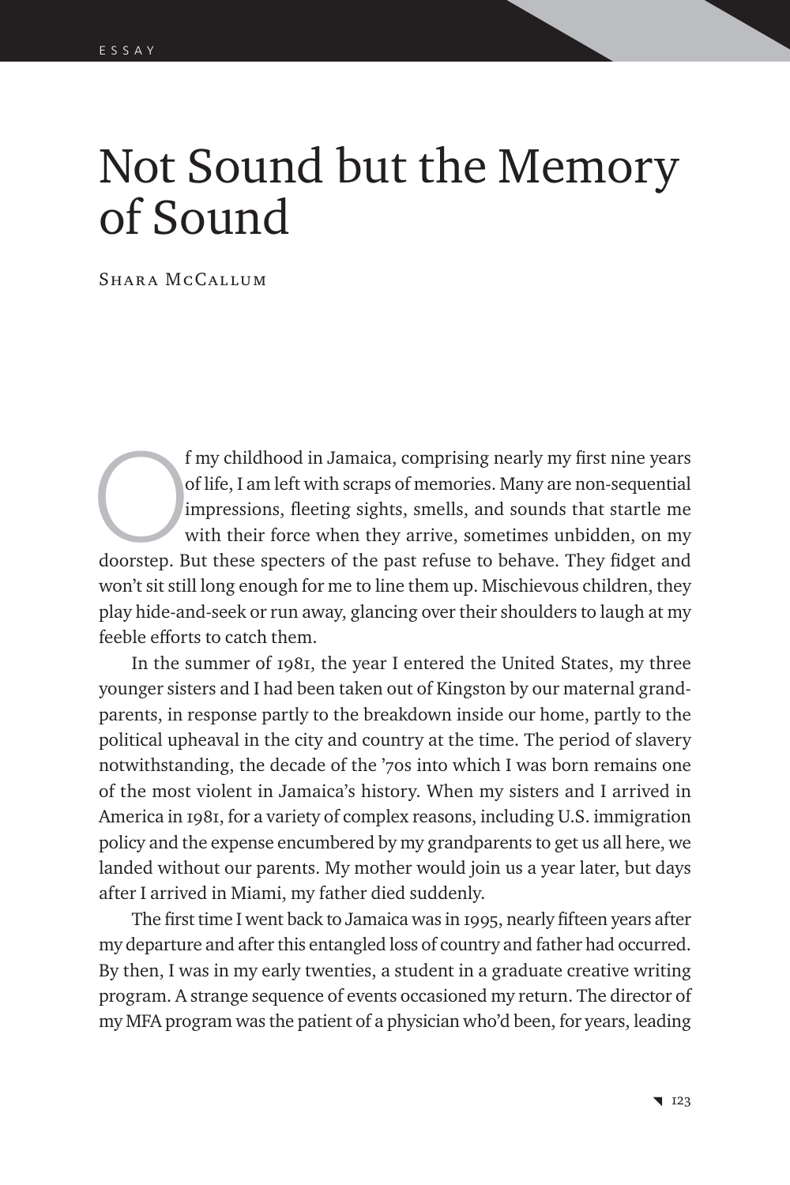ESSAY

# Not Sound but the Memory of Sound

Shara McCallum

Of my childhood in Jamaica, comprising nearly my first nine years of life, I am left with scraps of memories. Many are non-sequential impressions, fleeting sights, smells, and sounds that startle me with their force when they arrive, sometimes unbidden, on my doorstep. But these specters of the past refuse to behave. They fidget and won't sit still long enough for me to line them up. Mischievous children, they play hide-and-seek or run away, glancing over their shoulders to laugh at my feeble efforts to catch them.

In the summer of 1981, the year I entered the United States, my three younger sisters and I had been taken out of Kingston by our maternal grandparents, in response partly to the breakdown inside our home, partly to the political upheaval in the city and country at the time. The period of slavery notwithstanding, the decade of the '70s into which I was born remains one of the most violent in Jamaica's history. When my sisters and I arrived in America in 1981, for a variety of complex reasons, including U.S. immigration policy and the expense encumbered by my grandparents to get us all here, we landed without our parents. My mother would join us a year later, but days after I arrived in Miami, my father died suddenly.

The first time I went back to Jamaica was in 1995, nearly fifteen years after my departure and after this entangled loss of country and father had occurred. By then, I was in my early twenties, a student in a graduate creative writing program. A strange sequence of events occasioned my return. The director of my MFA program was the patient of a physician who'd been, for years, leading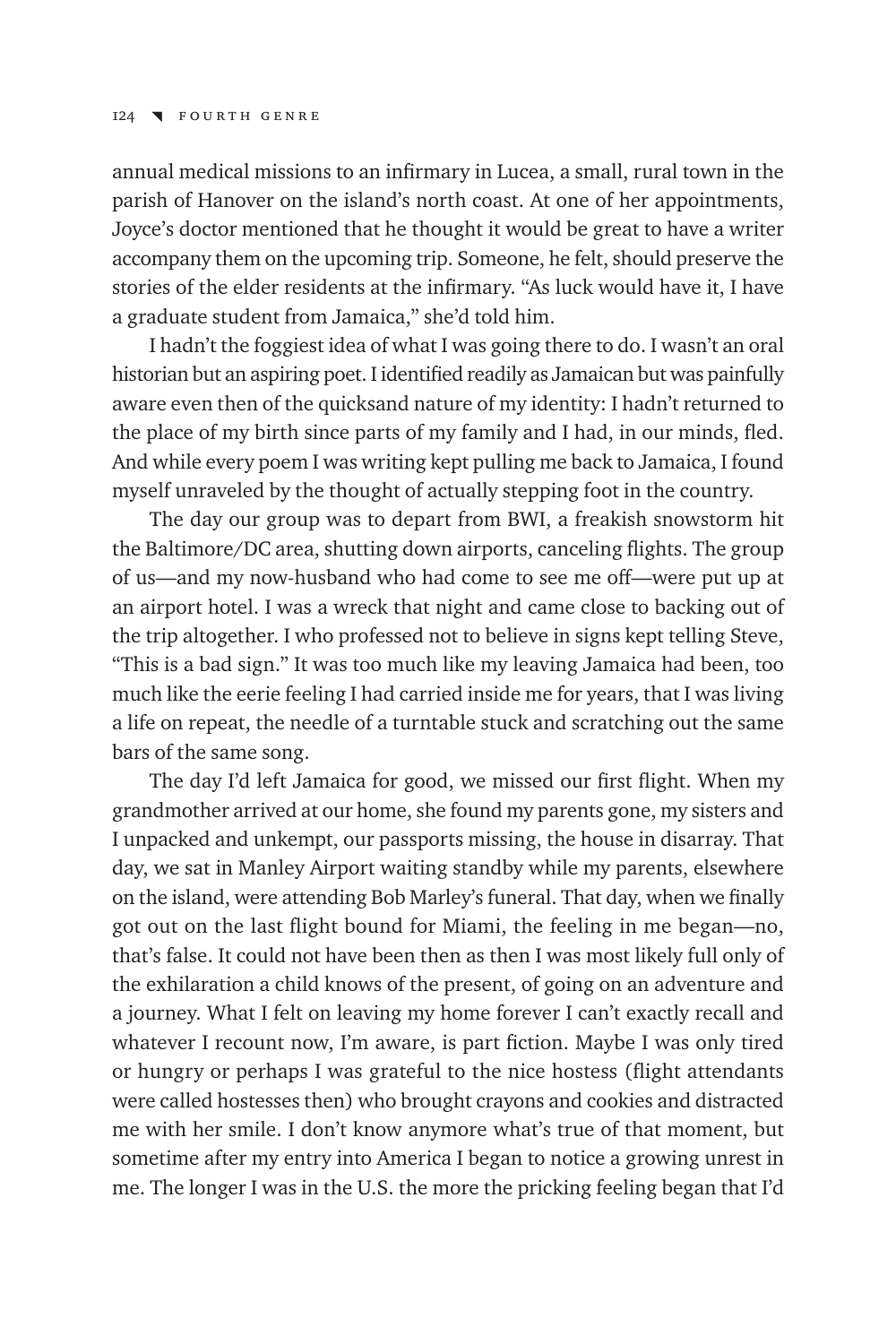annual medical missions to an infirmary in Lucea, a small, rural town in the parish of Hanover on the island's north coast. At one of her appointments, Joyce's doctor mentioned that he thought it would be great to have a writer accompany them on the upcoming trip. Someone, he felt, should preserve the stories of the elder residents at the infirmary. "As luck would have it, I have a graduate student from Jamaica," she'd told him.

I hadn't the foggiest idea of what I was going there to do. I wasn't an oral historian but an aspiring poet. I identified readily as Jamaican but was painfully aware even then of the quicksand nature of my identity: I hadn't returned to the place of my birth since parts of my family and I had, in our minds, fled. And while every poem I was writing kept pulling me back to Jamaica, I found myself unraveled by the thought of actually stepping foot in the country.

The day our group was to depart from BWI, a freakish snowstorm hit the Baltimore/DC area, shutting down airports, canceling flights. The group of us—and my now-husband who had come to see me off—were put up at an airport hotel. I was a wreck that night and came close to backing out of the trip altogether. I who professed not to believe in signs kept telling Steve, "This is a bad sign." It was too much like my leaving Jamaica had been, too much like the eerie feeling I had carried inside me for years, that I was living a life on repeat, the needle of a turntable stuck and scratching out the same bars of the same song.

The day I'd left Jamaica for good, we missed our first flight. When my grandmother arrived at our home, she found my parents gone, my sisters and I unpacked and unkempt, our passports missing, the house in disarray. That day, we sat in Manley Airport waiting standby while my parents, elsewhere on the island, were attending Bob Marley's funeral. That day, when we finally got out on the last flight bound for Miami, the feeling in me began—no, that's false. It could not have been then as then I was most likely full only of the exhilaration a child knows of the present, of going on an adventure and a journey. What I felt on leaving my home forever I can't exactly recall and whatever I recount now, I'm aware, is part fiction. Maybe I was only tired or hungry or perhaps I was grateful to the nice hostess (flight attendants were called hostesses then) who brought crayons and cookies and distracted me with her smile. I don't know anymore what's true of that moment, but sometime after my entry into America I began to notice a growing unrest in me. The longer I was in the U.S. the more the pricking feeling began that I'd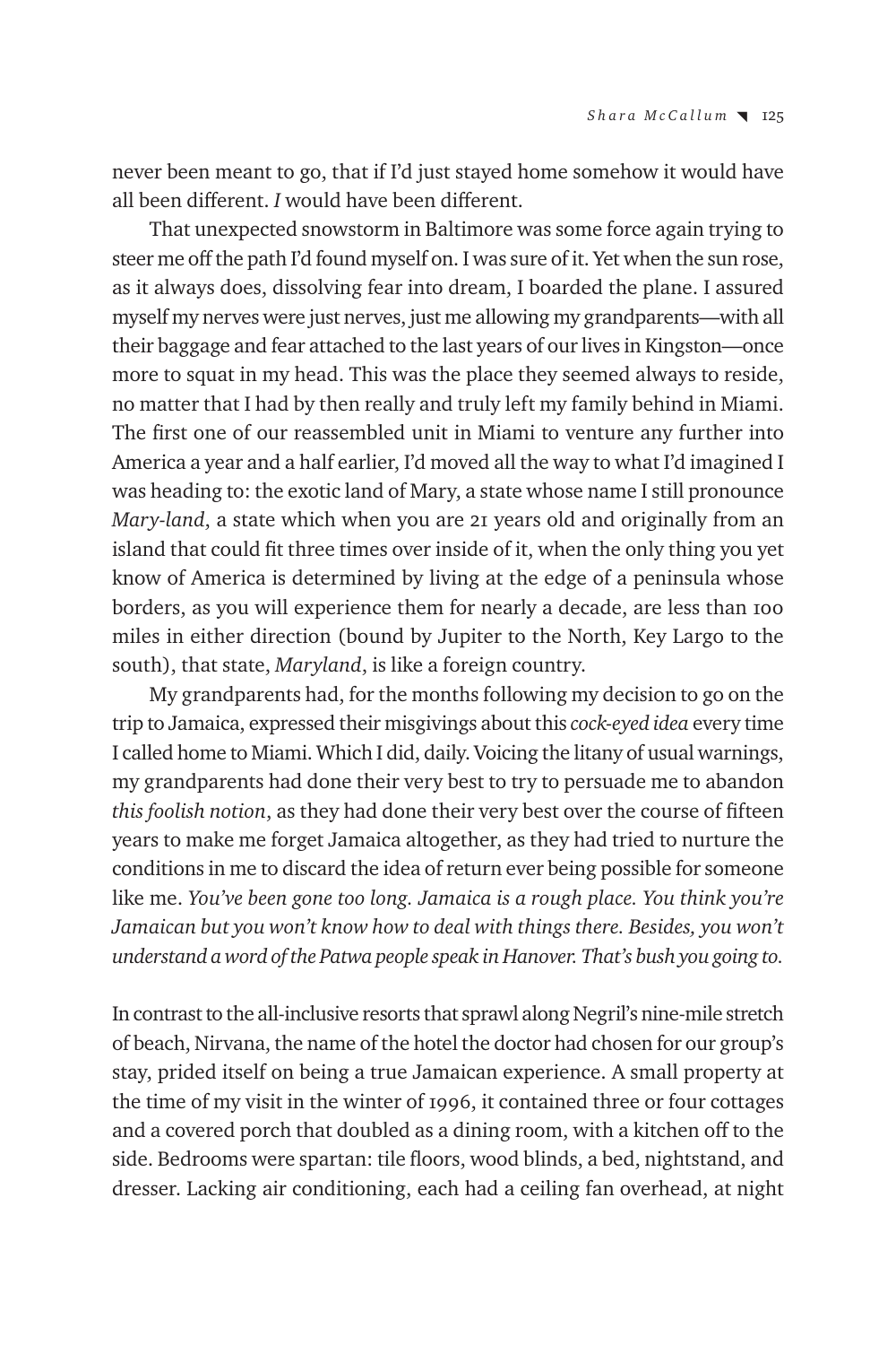never been meant to go, that if I'd just stayed home somehow it would have all been different. *I* would have been different.

That unexpected snowstorm in Baltimore was some force again trying to steer me off the path I'd found myself on. I was sure of it. Yet when the sun rose, as it always does, dissolving fear into dream, I boarded the plane. I assured myself my nerves were just nerves, just me allowing my grandparents—with all their baggage and fear attached to the last years of our lives in Kingston—once more to squat in my head. This was the place they seemed always to reside, no matter that I had by then really and truly left my family behind in Miami. The first one of our reassembled unit in Miami to venture any further into America a year and a half earlier, I'd moved all the way to what I'd imagined I was heading to: the exotic land of Mary, a state whose name I still pronounce *Mary-land*, a state which when you are 21 years old and originally from an island that could fit three times over inside of it, when the only thing you yet know of America is determined by living at the edge of a peninsula whose borders, as you will experience them for nearly a decade, are less than 100 miles in either direction (bound by Jupiter to the North, Key Largo to the south), that state, *Maryland*, is like a foreign country.

My grandparents had, for the months following my decision to go on the trip to Jamaica, expressed their misgivings about this *cock-eyed idea* every time I called home to Miami. Which I did, daily. Voicing the litany of usual warnings, my grandparents had done their very best to try to persuade me to abandon *this foolish notion*, as they had done their very best over the course of fifteen years to make me forget Jamaica altogether, as they had tried to nurture the conditions in me to discard the idea of return ever being possible for someone like me. *You've been gone too long. Jamaica is a rough place. You think you're Jamaican but you won't know how to deal with things there. Besides, you won't understand a word of the Patwa people speak in Hanover. That's bush you going to.*

In contrast to the all-inclusive resorts that sprawl along Negril's nine-mile stretch of beach, Nirvana, the name of the hotel the doctor had chosen for our group's stay, prided itself on being a true Jamaican experience. A small property at the time of my visit in the winter of 1996, it contained three or four cottages and a covered porch that doubled as a dining room, with a kitchen off to the side. Bedrooms were spartan: tile floors, wood blinds, a bed, nightstand, and dresser. Lacking air conditioning, each had a ceiling fan overhead, at night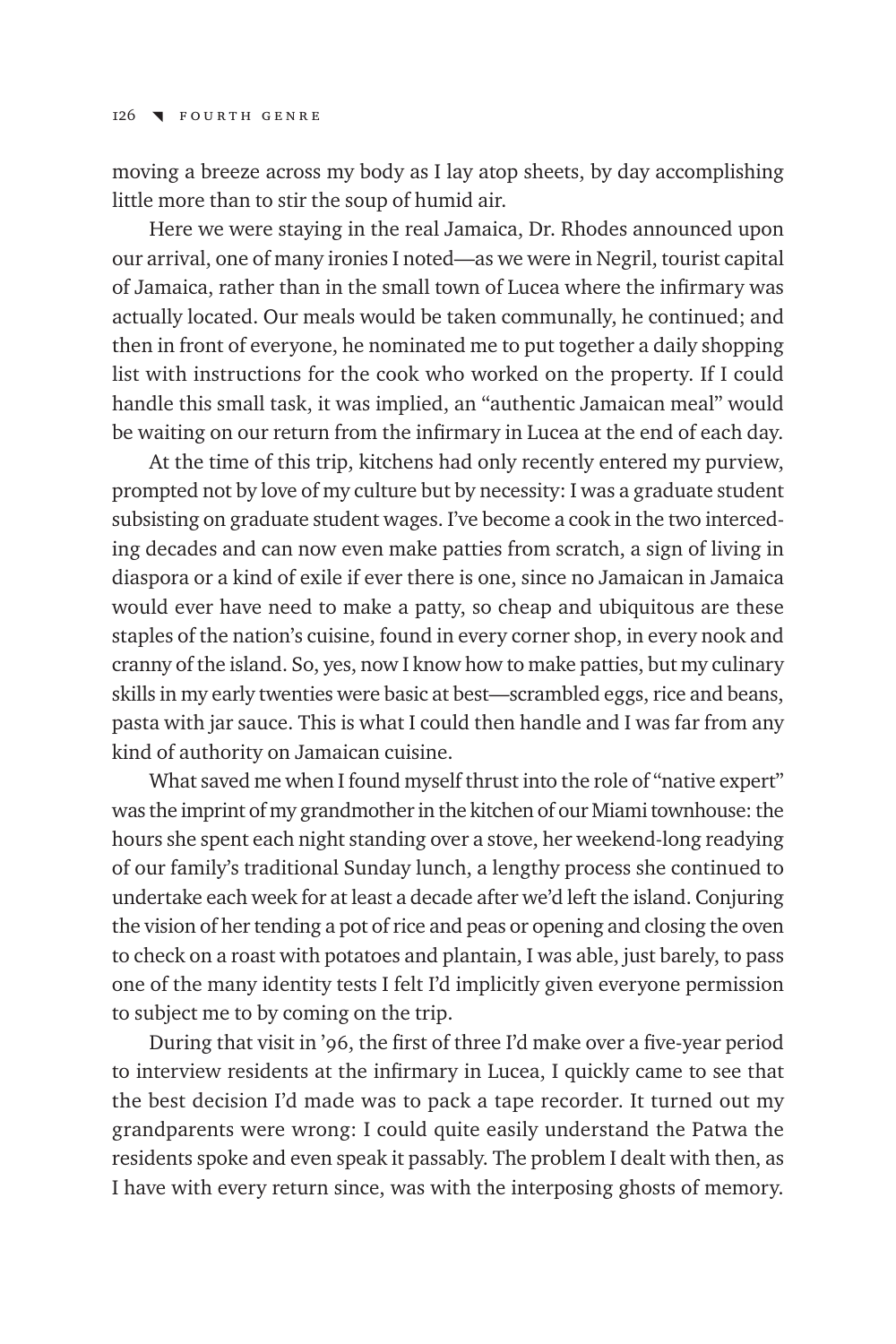moving a breeze across my body as I lay atop sheets, by day accomplishing little more than to stir the soup of humid air.

Here we were staying in the real Jamaica, Dr. Rhodes announced upon our arrival, one of many ironies I noted—as we were in Negril, tourist capital of Jamaica, rather than in the small town of Lucea where the infirmary was actually located. Our meals would be taken communally, he continued; and then in front of everyone, he nominated me to put together a daily shopping list with instructions for the cook who worked on the property. If I could handle this small task, it was implied, an "authentic Jamaican meal" would be waiting on our return from the infirmary in Lucea at the end of each day.

At the time of this trip, kitchens had only recently entered my purview, prompted not by love of my culture but by necessity: I was a graduate student subsisting on graduate student wages. I've become a cook in the two interceding decades and can now even make patties from scratch, a sign of living in diaspora or a kind of exile if ever there is one, since no Jamaican in Jamaica would ever have need to make a patty, so cheap and ubiquitous are these staples of the nation's cuisine, found in every corner shop, in every nook and cranny of the island. So, yes, now I know how to make patties, but my culinary skills in my early twenties were basic at best—scrambled eggs, rice and beans, pasta with jar sauce. This is what I could then handle and I was far from any kind of authority on Jamaican cuisine.

What saved me when I found myself thrust into the role of "native expert" was the imprint of my grandmother in the kitchen of our Miami townhouse: the hours she spent each night standing over a stove, her weekend-long readying of our family's traditional Sunday lunch, a lengthy process she continued to undertake each week for at least a decade after we'd left the island. Conjuring the vision of her tending a pot of rice and peas or opening and closing the oven to check on a roast with potatoes and plantain, I was able, just barely, to pass one of the many identity tests I felt I'd implicitly given everyone permission to subject me to by coming on the trip.

During that visit in '96, the first of three I'd make over a five-year period to interview residents at the infirmary in Lucea, I quickly came to see that the best decision I'd made was to pack a tape recorder. It turned out my grandparents were wrong: I could quite easily understand the Patwa the residents spoke and even speak it passably. The problem I dealt with then, as I have with every return since, was with the interposing ghosts of memory.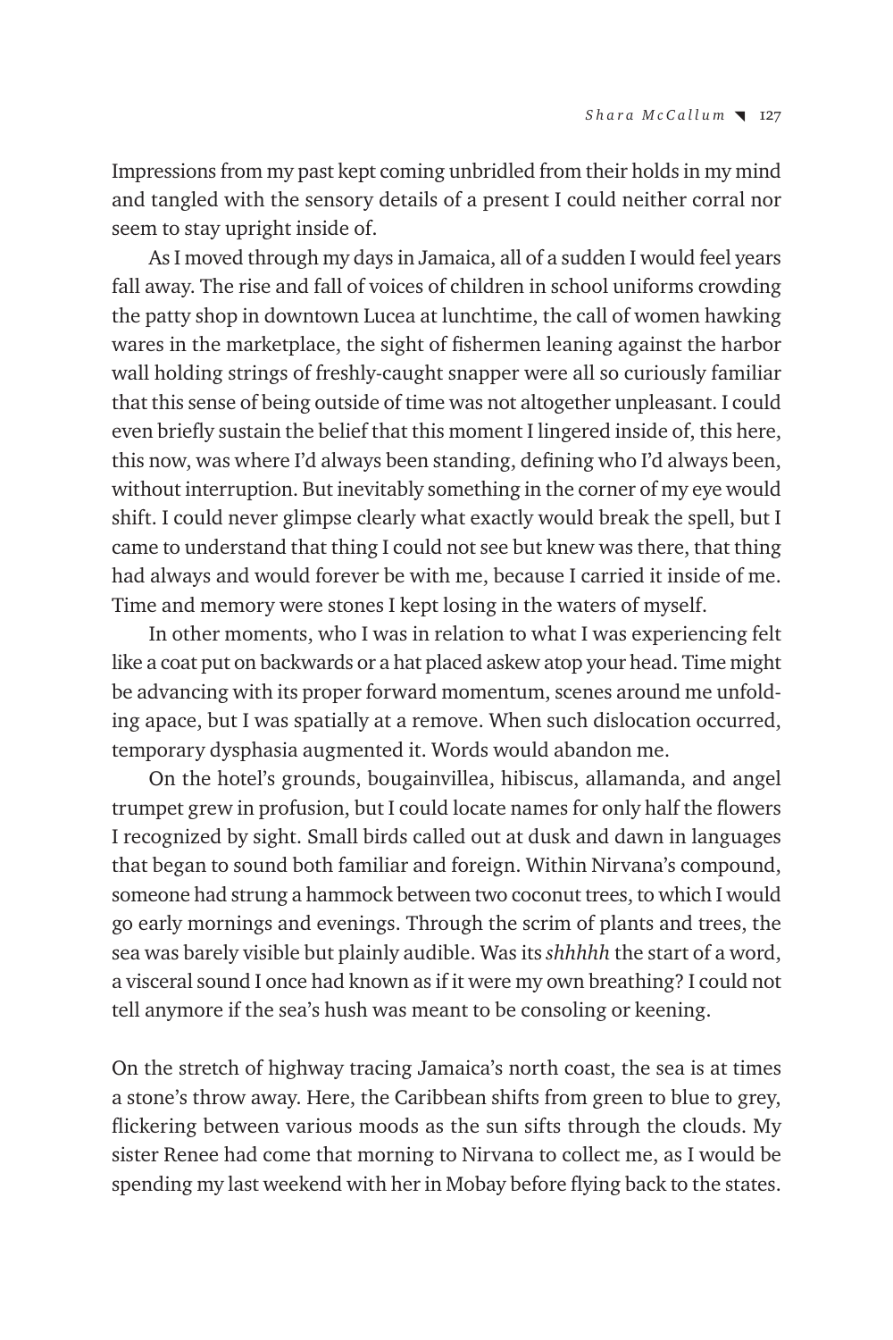Impressions from my past kept coming unbridled from their holds in my mind and tangled with the sensory details of a present I could neither corral nor seem to stay upright inside of.

As I moved through my days in Jamaica, all of a sudden I would feel years fall away. The rise and fall of voices of children in school uniforms crowding the patty shop in downtown Lucea at lunchtime, the call of women hawking wares in the marketplace, the sight of fishermen leaning against the harbor wall holding strings of freshly-caught snapper were all so curiously familiar that this sense of being outside of time was not altogether unpleasant. I could even briefly sustain the belief that this moment I lingered inside of, this here, this now, was where I'd always been standing, defining who I'd always been, without interruption. But inevitably something in the corner of my eye would shift. I could never glimpse clearly what exactly would break the spell, but I came to understand that thing I could not see but knew was there, that thing had always and would forever be with me, because I carried it inside of me. Time and memory were stones I kept losing in the waters of myself.

In other moments, who I was in relation to what I was experiencing felt like a coat put on backwards or a hat placed askew atop your head. Time might be advancing with its proper forward momentum, scenes around me unfolding apace, but I was spatially at a remove. When such dislocation occurred, temporary dysphasia augmented it. Words would abandon me.

On the hotel's grounds, bougainvillea, hibiscus, allamanda, and angel trumpet grew in profusion, but I could locate names for only half the flowers I recognized by sight. Small birds called out at dusk and dawn in languages that began to sound both familiar and foreign. Within Nirvana's compound, someone had strung a hammock between two coconut trees, to which I would go early mornings and evenings. Through the scrim of plants and trees, the sea was barely visible but plainly audible. Was its *shhhhh* the start of a word, a visceral sound I once had known as if it were my own breathing? I could not tell anymore if the sea's hush was meant to be consoling or keening.

On the stretch of highway tracing Jamaica's north coast, the sea is at times a stone's throw away. Here, the Caribbean shifts from green to blue to grey, flickering between various moods as the sun sifts through the clouds. My sister Renee had come that morning to Nirvana to collect me, as I would be spending my last weekend with her in Mobay before flying back to the states.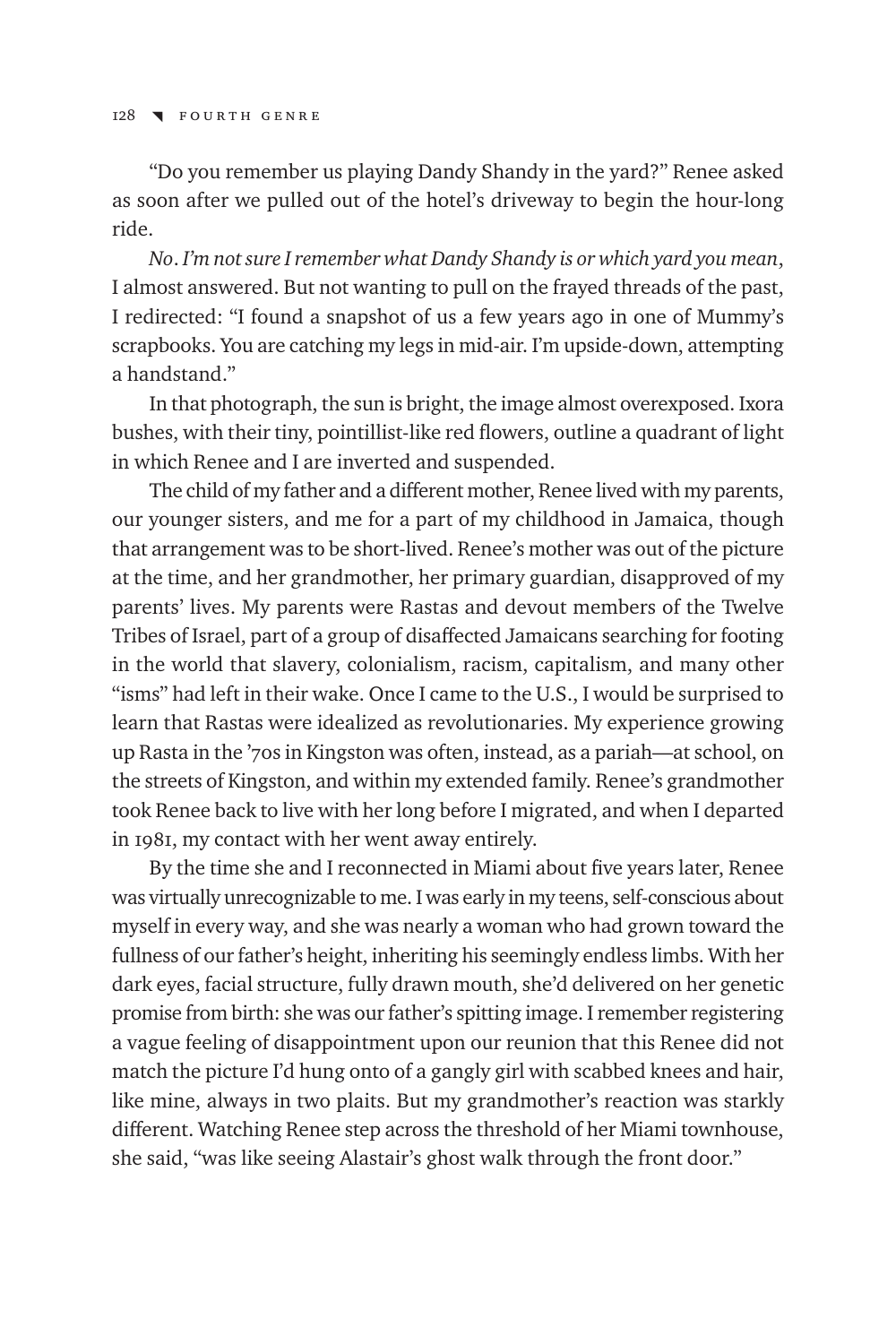"Do you remember us playing Dandy Shandy in the yard?" Renee asked as soon after we pulled out of the hotel's driveway to begin the hour-long ride.

*No. I'm not sure I remember what Dandy Shandy is or which yard you mean*, I almost answered. But not wanting to pull on the frayed threads of the past, I redirected: "I found a snapshot of us a few years ago in one of Mummy's scrapbooks. You are catching my legs in mid-air. I'm upside-down, attempting a handstand."

In that photograph, the sun is bright, the image almost overexposed. Ixora bushes, with their tiny, pointillist-like red flowers, outline a quadrant of light in which Renee and I are inverted and suspended.

The child of my father and a different mother, Renee lived with my parents, our younger sisters, and me for a part of my childhood in Jamaica, though that arrangement was to be short-lived. Renee's mother was out of the picture at the time, and her grandmother, her primary guardian, disapproved of my parents' lives. My parents were Rastas and devout members of the Twelve Tribes of Israel, part of a group of disaffected Jamaicans searching for footing in the world that slavery, colonialism, racism, capitalism, and many other "isms" had left in their wake. Once I came to the U.S., I would be surprised to learn that Rastas were idealized as revolutionaries. My experience growing up Rasta in the '70s in Kingston was often, instead, as a pariah—at school, on the streets of Kingston, and within my extended family. Renee's grandmother took Renee back to live with her long before I migrated, and when I departed in 1981, my contact with her went away entirely.

By the time she and I reconnected in Miami about five years later, Renee was virtually unrecognizable to me. I was early in my teens, self-conscious about myself in every way, and she was nearly a woman who had grown toward the fullness of our father's height, inheriting his seemingly endless limbs. With her dark eyes, facial structure, fully drawn mouth, she'd delivered on her genetic promise from birth: she was our father's spitting image. I remember registering a vague feeling of disappointment upon our reunion that this Renee did not match the picture I'd hung onto of a gangly girl with scabbed knees and hair, like mine, always in two plaits. But my grandmother's reaction was starkly different. Watching Renee step across the threshold of her Miami townhouse, she said, "was like seeing Alastair's ghost walk through the front door."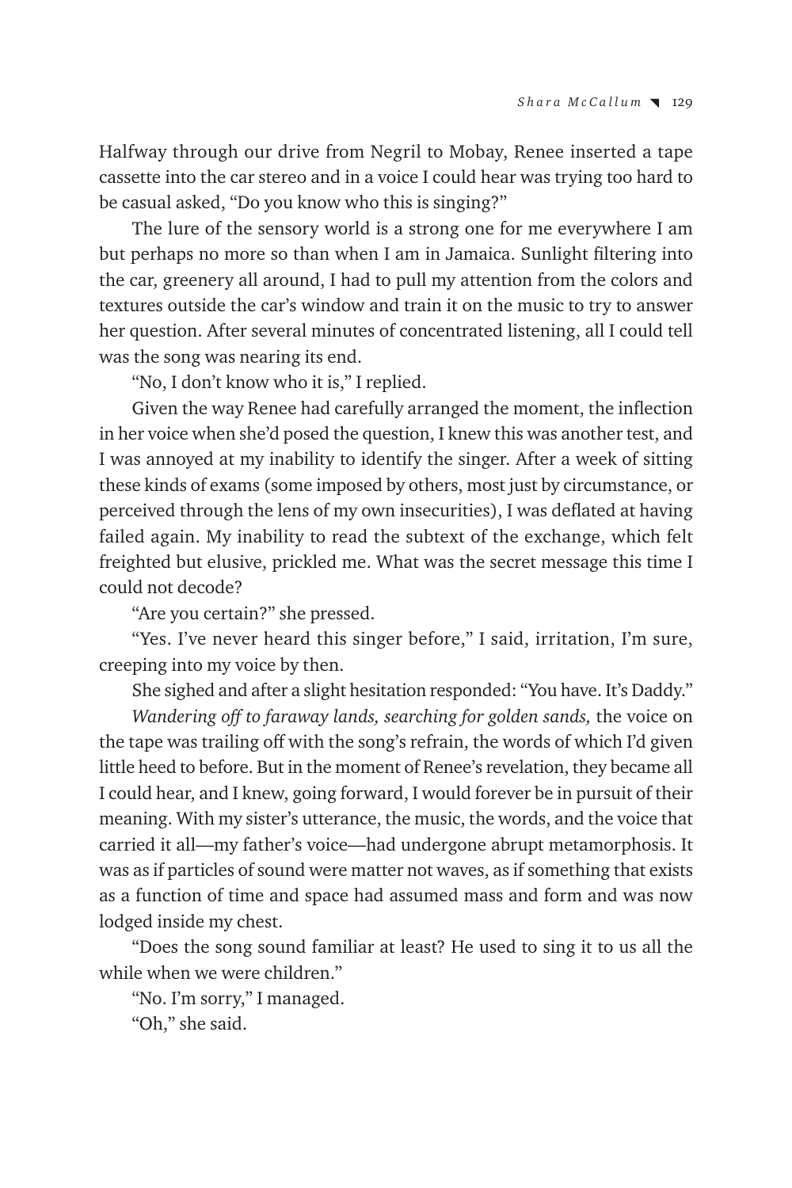Halfway through our drive from Negril to Mobay, Renee inserted a tape cassette into the car stereo and in a voice I could hear was trying too hard to be casual asked, "Do you know who this is singing?"

The lure of the sensory world is a strong one for me everywhere I am but perhaps no more so than when I am in Jamaica. Sunlight filtering into the car, greenery all around, I had to pull my attention from the colors and textures outside the car's window and train it on the music to try to answer her question. After several minutes of concentrated listening, all I could tell was the song was nearing its end.

"No, I don't know who it is," I replied.

Given the way Renee had carefully arranged the moment, the inflection in her voice when she'd posed the question, I knew this was another test, and I was annoyed at my inability to identify the singer. After a week of sitting these kinds of exams (some imposed by others, most just by circumstance, or perceived through the lens of my own insecurities), I was deflated at having failed again. My inability to read the subtext of the exchange, which felt freighted but elusive, prickled me. What was the secret message this time I could not decode?

"Are you certain?" she pressed.

"Yes. I've never heard this singer before," I said, irritation, I'm sure, creeping into my voice by then.

She sighed and after a slight hesitation responded: "You have. It's Daddy."

*Wandering off to faraway lands, searching for golden sands,* the voice on the tape was trailing off with the song's refrain, the words of which I'd given little heed to before. But in the moment of Renee's revelation, they became all I could hear, and I knew, going forward, I would forever be in pursuit of their meaning. With my sister's utterance, the music, the words, and the voice that carried it all—my father's voice—had undergone abrupt metamorphosis. It was as if particles of sound were matter not waves, as if something that exists as a function of time and space had assumed mass and form and was now lodged inside my chest.

"Does the song sound familiar at least? He used to sing it to us all the while when we were children."

"No. I'm sorry," I managed.

"Oh," she said.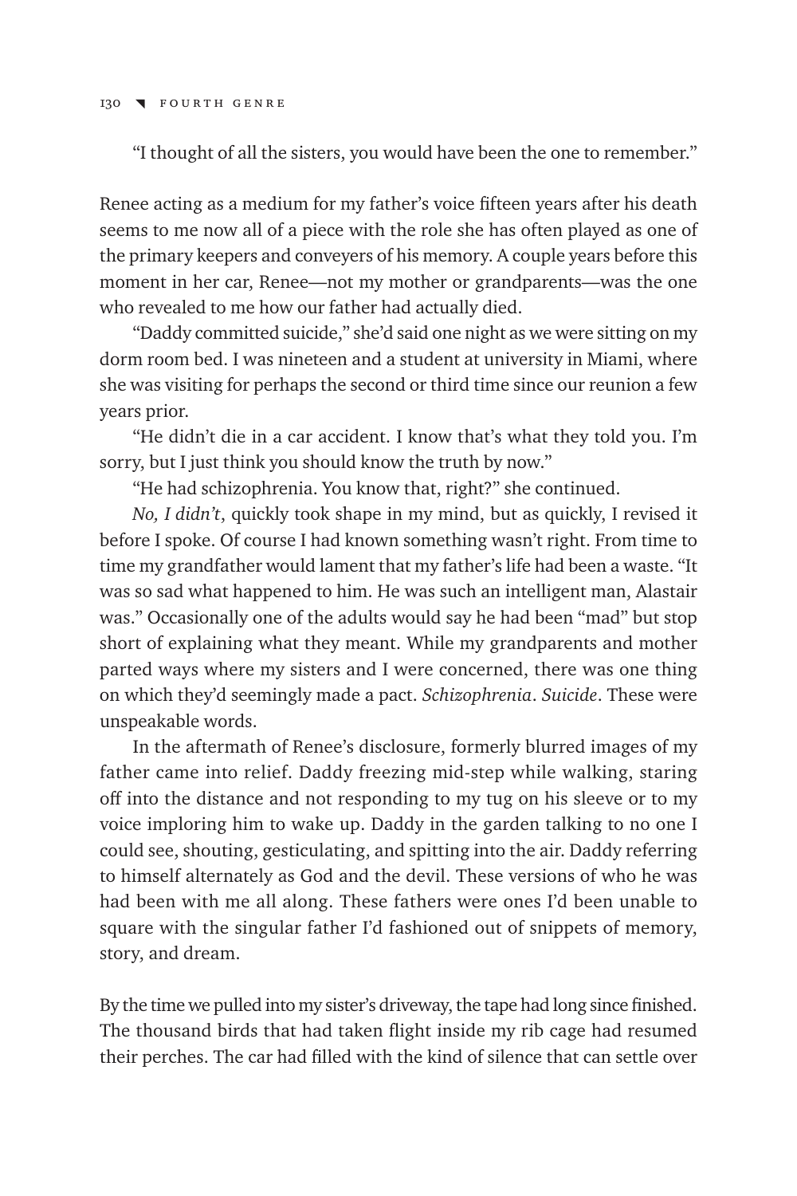"I thought of all the sisters, you would have been the one to remember."

Renee acting as a medium for my father's voice fifteen years after his death seems to me now all of a piece with the role she has often played as one of the primary keepers and conveyers of his memory. A couple years before this moment in her car, Renee—not my mother or grandparents—was the one who revealed to me how our father had actually died.

"Daddy committed suicide," she'd said one night as we were sitting on my dorm room bed. I was nineteen and a student at university in Miami, where she was visiting for perhaps the second or third time since our reunion a few years prior.

"He didn't die in a car accident. I know that's what they told you. I'm sorry, but I just think you should know the truth by now."

"He had schizophrenia. You know that, right?" she continued.

*No, I didn't,* quickly took shape in my mind, but as quickly, I revised it before I spoke. Of course I had known something wasn't right. From time to time my grandfather would lament that my father's life had been a waste. "It was so sad what happened to him. He was such an intelligent man, Alastair was." Occasionally one of the adults would say he had been "mad" but stop short of explaining what they meant. While my grandparents and mother parted ways where my sisters and I were concerned, there was one thing on which they'd seemingly made a pact. *Schizophrenia*. *Suicide*. These were unspeakable words.

In the aftermath of Renee's disclosure, formerly blurred images of my father came into relief. Daddy freezing mid-step while walking, staring off into the distance and not responding to my tug on his sleeve or to my voice imploring him to wake up. Daddy in the garden talking to no one I could see, shouting, gesticulating, and spitting into the air. Daddy referring to himself alternately as God and the devil. These versions of who he was had been with me all along. These fathers were ones I'd been unable to square with the singular father I'd fashioned out of snippets of memory, story, and dream.

By the time we pulled into my sister's driveway, the tape had long since finished. The thousand birds that had taken flight inside my rib cage had resumed their perches. The car had filled with the kind of silence that can settle over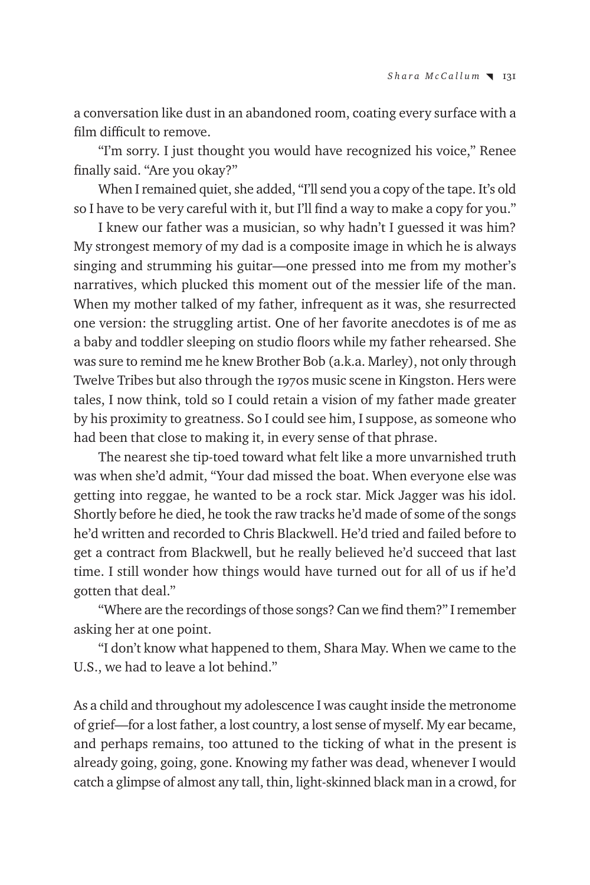a conversation like dust in an abandoned room, coating every surface with a film difficult to remove.

"I'm sorry. I just thought you would have recognized his voice," Renee finally said. "Are you okay?"

When I remained quiet, she added, "I'll send you a copy of the tape. It's old so I have to be very careful with it, but I'll find a way to make a copy for you."

I knew our father was a musician, so why hadn't I guessed it was him? My strongest memory of my dad is a composite image in which he is always singing and strumming his guitar—one pressed into me from my mother's narratives, which plucked this moment out of the messier life of the man. When my mother talked of my father, infrequent as it was, she resurrected one version: the struggling artist. One of her favorite anecdotes is of me as a baby and toddler sleeping on studio floors while my father rehearsed. She was sure to remind me he knew Brother Bob (a.k.a. Marley), not only through Twelve Tribes but also through the 1970s music scene in Kingston. Hers were tales, I now think, told so I could retain a vision of my father made greater by his proximity to greatness. So I could see him, I suppose, as someone who had been that close to making it, in every sense of that phrase.

The nearest she tip-toed toward what felt like a more unvarnished truth was when she'd admit, "Your dad missed the boat. When everyone else was getting into reggae, he wanted to be a rock star. Mick Jagger was his idol. Shortly before he died, he took the raw tracks he'd made of some of the songs he'd written and recorded to Chris Blackwell. He'd tried and failed before to get a contract from Blackwell, but he really believed he'd succeed that last time. I still wonder how things would have turned out for all of us if he'd gotten that deal."

"Where are the recordings of those songs? Can we find them?" I remember asking her at one point.

"I don't know what happened to them, Shara May. When we came to the U.S., we had to leave a lot behind."

As a child and throughout my adolescence I was caught inside the metronome of grief—for a lost father, a lost country, a lost sense of myself. My ear became, and perhaps remains, too attuned to the ticking of what in the present is already going, going, gone. Knowing my father was dead, whenever I would catch a glimpse of almost any tall, thin, light-skinned black man in a crowd, for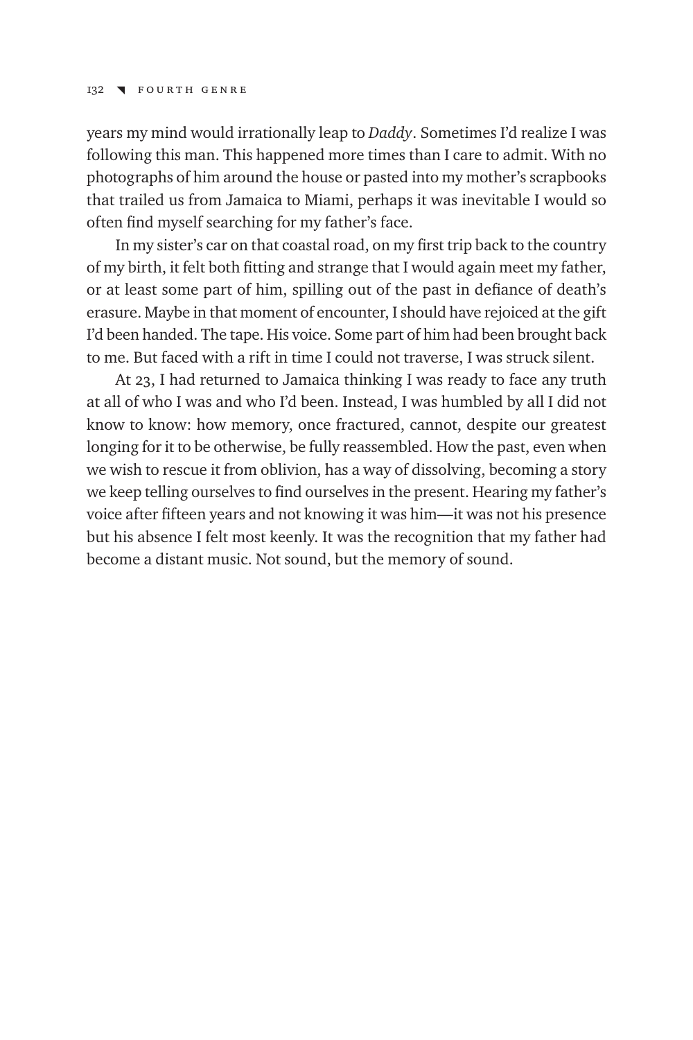years my mind would irrationally leap to *Daddy*. Sometimes I'd realize I was following this man. This happened more times than I care to admit. With no photographs of him around the house or pasted into my mother's scrapbooks that trailed us from Jamaica to Miami, perhaps it was inevitable I would so often find myself searching for my father's face.

In my sister's car on that coastal road, on my first trip back to the country of my birth, it felt both fitting and strange that I would again meet my father, or at least some part of him, spilling out of the past in defiance of death's erasure. Maybe in that moment of encounter, I should have rejoiced at the gift I'd been handed. The tape. His voice. Some part of him had been brought back to me. But faced with a rift in time I could not traverse, I was struck silent.

At 23, I had returned to Jamaica thinking I was ready to face any truth at all of who I was and who I'd been. Instead, I was humbled by all I did not know to know: how memory, once fractured, cannot, despite our greatest longing for it to be otherwise, be fully reassembled. How the past, even when we wish to rescue it from oblivion, has a way of dissolving, becoming a story we keep telling ourselves to find ourselves in the present. Hearing my father's voice after fifteen years and not knowing it was him—it was not his presence but his absence I felt most keenly. It was the recognition that my father had become a distant music. Not sound, but the memory of sound.